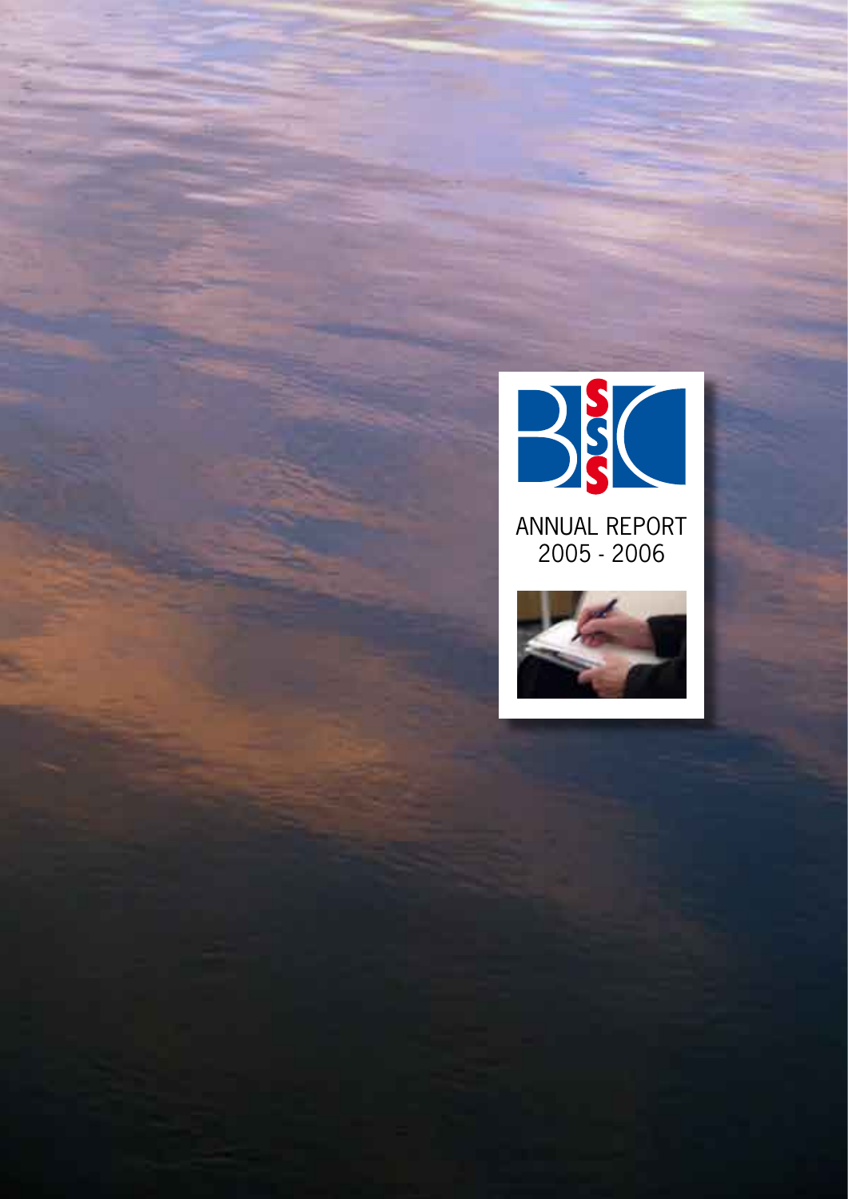# ANNUAL REPORT
2005 - 2006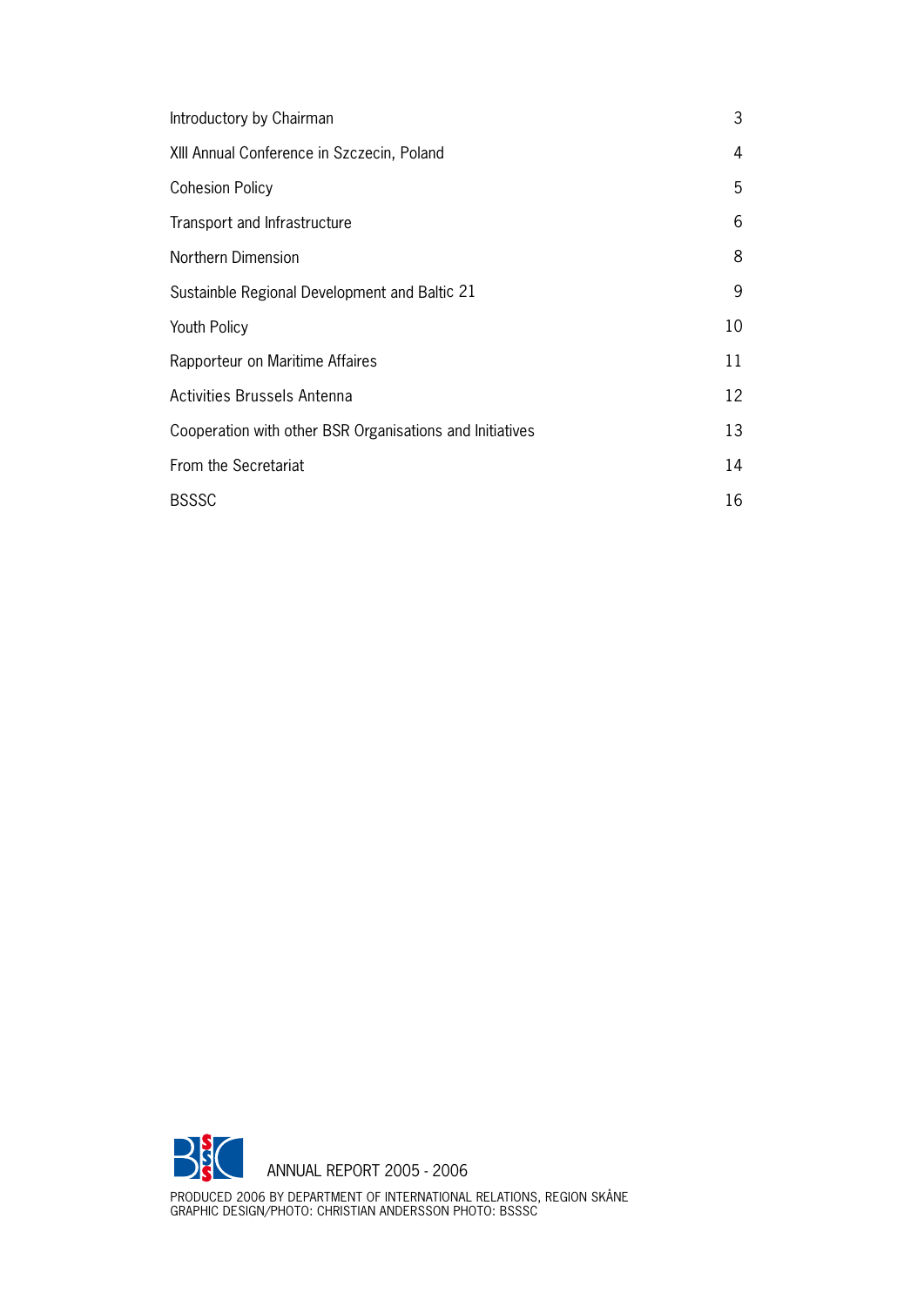| | |
|---|---|
| Introductory by Chairman | 3 |
| XIII Annual Conference in Szczecin, Poland | 4 |
| Cohesion Policy | 5 |
| Transport and Infrastructure | 6 |
| Northern Dimension | 8 |
| Sustainble Regional Development and Baltic 21 | 9 |
| Youth Policy | 10 |
| Rapporteur on Maritime Affaires | 11 |
| Activities Brussels Antenna | 12 |
| Cooperation with other BSR Organisations and Initiatives | 13 |
| From the Secretariat | 14 |
| BSSSC | 16 |

ANNUAL REPORT 2005 - 2006

PRODUCED 2006 BY DEPARTMENT OF INTERNATIONAL RELATIONS, REGION SKÅNE
GRAPHIC DESIGN/PHOTO: CHRISTIAN ANDERSSON PHOTO: BSSSC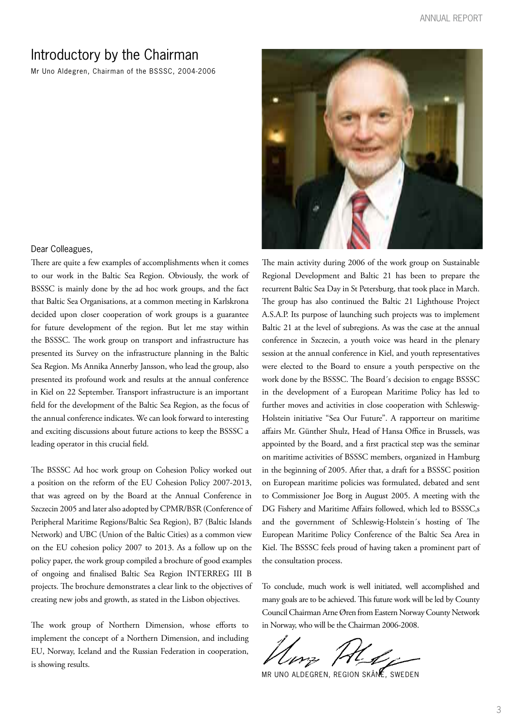# Introductory by the Chairman

Mr Uno Aldegren, Chairman of the BSSSC, 2004-2006

Dear Colleagues,

There are quite a few examples of accomplishments when it comes to our work in the Baltic Sea Region. Obviously, the work of BSSSC is mainly done by the ad hoc work groups, and the fact that Baltic Sea Organisations, at a common meeting in Karlskrona decided upon closer cooperation of work groups is a guarantee for future development of the region. But let me stay within the BSSSC. The work group on transport and infrastructure has presented its Survey on the infrastructure planning in the Baltic Sea Region. Ms Annika Annerby Jansson, who lead the group, also presented its profound work and results at the annual conference in Kiel on 22 September. Transport infrastructure is an important field for the development of the Baltic Sea Region, as the focus of the annual conference indicates. We can look forward to interesting and exciting discussions about future actions to keep the BSSSC a leading operator in this crucial field.

The BSSSC Ad hoc work group on Cohesion Policy worked out a position on the reform of the EU Cohesion Policy 2007-2013, that was agreed on by the Board at the Annual Conference in Szczecin 2005 and later also adopted by CPMR/BSR (Conference of Peripheral Maritime Regions/Baltic Sea Region), B7 (Baltic Islands Network) and UBC (Union of the Baltic Cities) as a common view on the EU cohesion policy 2007 to 2013. As a follow up on the policy paper, the work group compiled a brochure of good examples of ongoing and finalised Baltic Sea Region INTERREG III B projects. The brochure demonstrates a clear link to the objectives of creating new jobs and growth, as stated in the Lisbon objectives.

The work group of Northern Dimension, whose efforts to implement the concept of a Northern Dimension, and including EU, Norway, Iceland and the Russian Federation in cooperation, is showing results.

The main activity during 2006 of the work group on Sustainable Regional Development and Baltic 21 has been to prepare the recurrent Baltic Sea Day in St Petersburg, that took place in March. The group has also continued the Baltic 21 Lighthouse Project A.S.A.P. Its purpose of launching such projects was to implement Baltic 21 at the level of subregions. As was the case at the annual conference in Szczecin, a youth voice was heard in the plenary session at the annual conference in Kiel, and youth representatives were elected to the Board to ensure a youth perspective on the work done by the BSSSC. The Board´s decision to engage BSSSC in the development of a European Maritime Policy has led to further moves and activities in close cooperation with Schleswig-Holstein initiative "Sea Our Future". A rapporteur on maritime affairs Mr. Günther Shulz, Head of Hansa Office in Brussels, was appointed by the Board, and a first practical step was the seminar on maritime activities of BSSSC members, organized in Hamburg in the beginning of 2005. After that, a draft for a BSSSC position on European maritime policies was formulated, debated and sent to Commissioner Joe Borg in August 2005. A meeting with the DG Fishery and Maritime Affairs followed, which led to BSSSC,s and the government of Schleswig-Holstein´s hosting of The European Maritime Policy Conference of the Baltic Sea Area in Kiel. The BSSSC feels proud of having taken a prominent part of the consultation process.

To conclude, much work is well initiated, well accomplished and many goals are to be achieved. This future work will be led by County Council Chairman Arne Øren from Eastern Norway County Network in Norway, who will be the Chairman 2006-2008.

MR UNO ALDEGREN, REGION SKÅNE, SWEDEN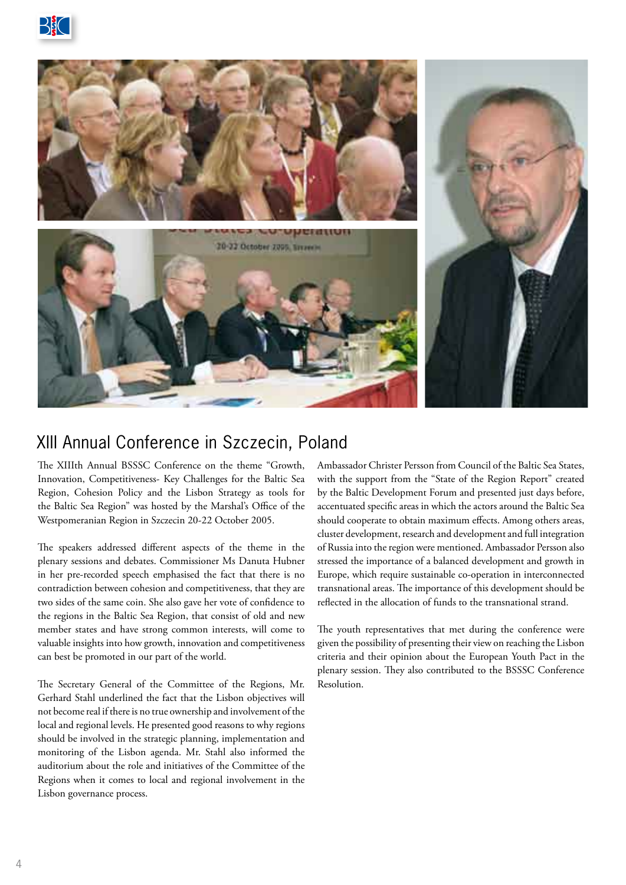# XIII Annual Conference in Szczecin, Poland

The XIIIth Annual BSSSC Conference on the theme "Growth, Innovation, Competitiveness- Key Challenges for the Baltic Sea Region, Cohesion Policy and the Lisbon Strategy as tools for the Baltic Sea Region" was hosted by the Marshal's Office of the Westpomeranian Region in Szczecin 20-22 October 2005.

The speakers addressed different aspects of the theme in the plenary sessions and debates. Commissioner Ms Danuta Hubner in her pre-recorded speech emphasised the fact that there is no contradiction between cohesion and competitiveness, that they are two sides of the same coin. She also gave her vote of confidence to the regions in the Baltic Sea Region, that consist of old and new member states and have strong common interests, will come to valuable insights into how growth, innovation and competitiveness can best be promoted in our part of the world.

The Secretary General of the Committee of the Regions, Mr. Gerhard Stahl underlined the fact that the Lisbon objectives will not become real if there is no true ownership and involvement of the local and regional levels. He presented good reasons to why regions should be involved in the strategic planning, implementation and monitoring of the Lisbon agenda. Mr. Stahl also informed the auditorium about the role and initiatives of the Committee of the Regions when it comes to local and regional involvement in the Lisbon governance process.

Ambassador Christer Persson from Council of the Baltic Sea States, with the support from the "State of the Region Report" created by the Baltic Development Forum and presented just days before, accentuated specific areas in which the actors around the Baltic Sea should cooperate to obtain maximum effects. Among others areas, cluster development, research and development and full integration of Russia into the region were mentioned. Ambassador Persson also stressed the importance of a balanced development and growth in Europe, which require sustainable co-operation in interconnected transnational areas. The importance of this development should be reflected in the allocation of funds to the transnational strand.

The youth representatives that met during the conference were given the possibility of presenting their view on reaching the Lisbon criteria and their opinion about the European Youth Pact in the plenary session. They also contributed to the BSSSC Conference Resolution.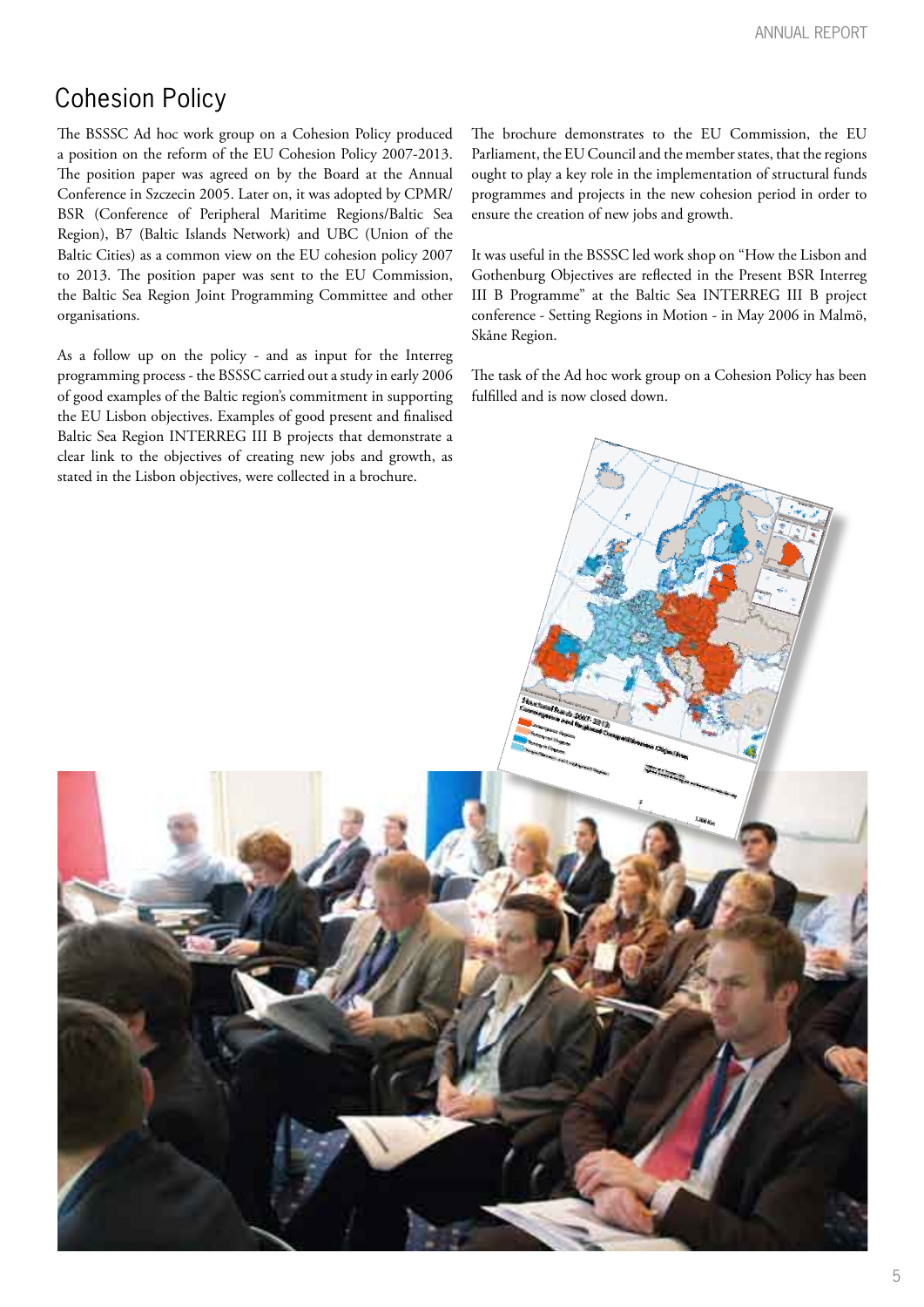# Cohesion Policy

The BSSSC Ad hoc work group on a Cohesion Policy produced a position on the reform of the EU Cohesion Policy 2007-2013. The position paper was agreed on by the Board at the Annual Conference in Szczecin 2005. Later on, it was adopted by CPMR/BSR (Conference of Peripheral Maritime Regions/Baltic Sea Region), B7 (Baltic Islands Network) and UBC (Union of the Baltic Cities) as a common view on the EU cohesion policy 2007 to 2013. The position paper was sent to the EU Commission, the Baltic Sea Region Joint Programming Committee and other organisations.

As a follow up on the policy - and as input for the Interreg programming process - the BSSSC carried out a study in early 2006 of good examples of the Baltic region's commitment in supporting the EU Lisbon objectives. Examples of good present and finalised Baltic Sea Region INTERREG III B projects that demonstrate a clear link to the objectives of creating new jobs and growth, as stated in the Lisbon objectives, were collected in a brochure.

The brochure demonstrates to the EU Commission, the EU Parliament, the EU Council and the member states, that the regions ought to play a key role in the implementation of structural funds programmes and projects in the new cohesion period in order to ensure the creation of new jobs and growth.

It was useful in the BSSSC led work shop on "How the Lisbon and Gothenburg Objectives are reflected in the Present BSR Interreg III B Programme" at the Baltic Sea INTERREG III B project conference - Setting Regions in Motion - in May 2006 in Malmö, Skåne Region.

The task of the Ad hoc work group on a Cohesion Policy has been fulfilled and is now closed down.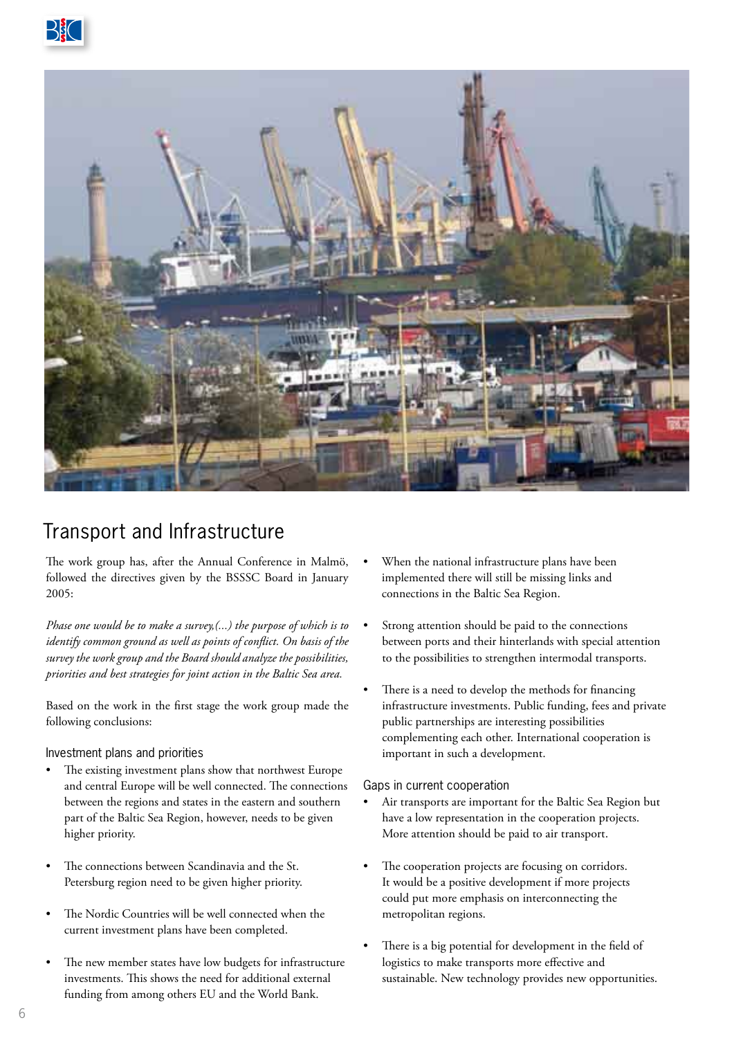# Transport and Infrastructure

The work group has, after the Annual Conference in Malmö, followed the directives given by the BSSSC Board in January 2005:

*Phase one would be to make a survey,(...) the purpose of which is to identify common ground as well as points of conflict. On basis of the survey the work group and the Board should analyze the possibilities, priorities and best strategies for joint action in the Baltic Sea area.*

Based on the work in the first stage the work group made the following conclusions:

## Investment plans and priorities

- The existing investment plans show that northwest Europe and central Europe will be well connected. The connections between the regions and states in the eastern and southern part of the Baltic Sea Region, however, needs to be given higher priority.
- The connections between Scandinavia and the St. Petersburg region need to be given higher priority.
- The Nordic Countries will be well connected when the current investment plans have been completed.
- The new member states have low budgets for infrastructure investments. This shows the need for additional external funding from among others EU and the World Bank.
- When the national infrastructure plans have been implemented there will still be missing links and connections in the Baltic Sea Region.
- Strong attention should be paid to the connections between ports and their hinterlands with special attention to the possibilities to strengthen intermodal transports.
- There is a need to develop the methods for financing infrastructure investments. Public funding, fees and private public partnerships are interesting possibilities complementing each other. International cooperation is important in such a development.

## Gaps in current cooperation

- Air transports are important for the Baltic Sea Region but have a low representation in the cooperation projects. More attention should be paid to air transport.
- The cooperation projects are focusing on corridors. It would be a positive development if more projects could put more emphasis on interconnecting the metropolitan regions.
- There is a big potential for development in the field of logistics to make transports more effective and sustainable. New technology provides new opportunities.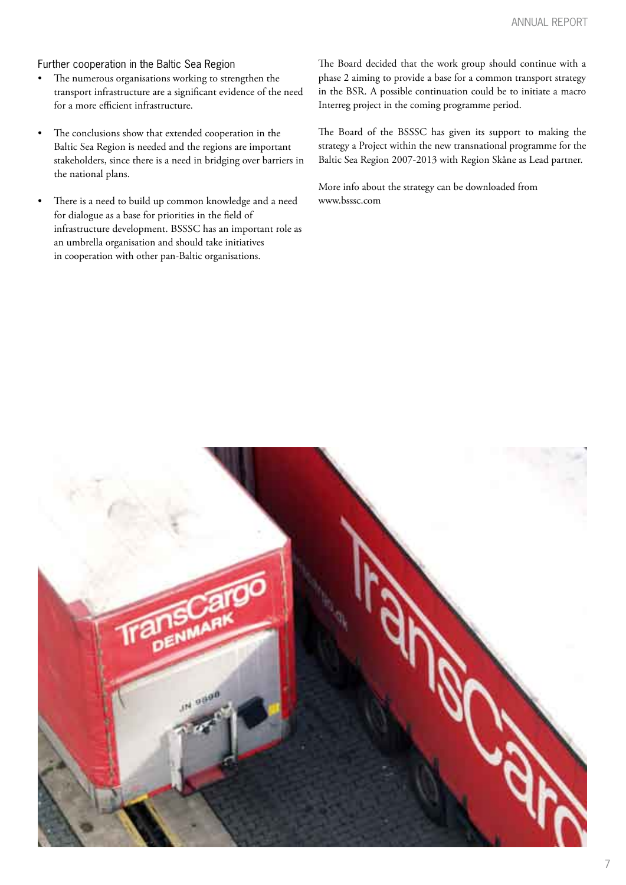### Further cooperation in the Baltic Sea Region

- The numerous organisations working to strengthen the transport infrastructure are a significant evidence of the need for a more efficient infrastructure.
- The conclusions show that extended cooperation in the Baltic Sea Region is needed and the regions are important stakeholders, since there is a need in bridging over barriers in the national plans.
- There is a need to build up common knowledge and a need for dialogue as a base for priorities in the field of infrastructure development. BSSSC has an important role as an umbrella organisation and should take initiatives in cooperation with other pan-Baltic organisations.

The Board decided that the work group should continue with a phase 2 aiming to provide a base for a common transport strategy in the BSR. A possible continuation could be to initiate a macro Interreg project in the coming programme period.

The Board of the BSSSC has given its support to making the strategy a Project within the new transnational programme for the Baltic Sea Region 2007-2013 with Region Skåne as Lead partner.

More info about the strategy can be downloaded from www.bsssc.com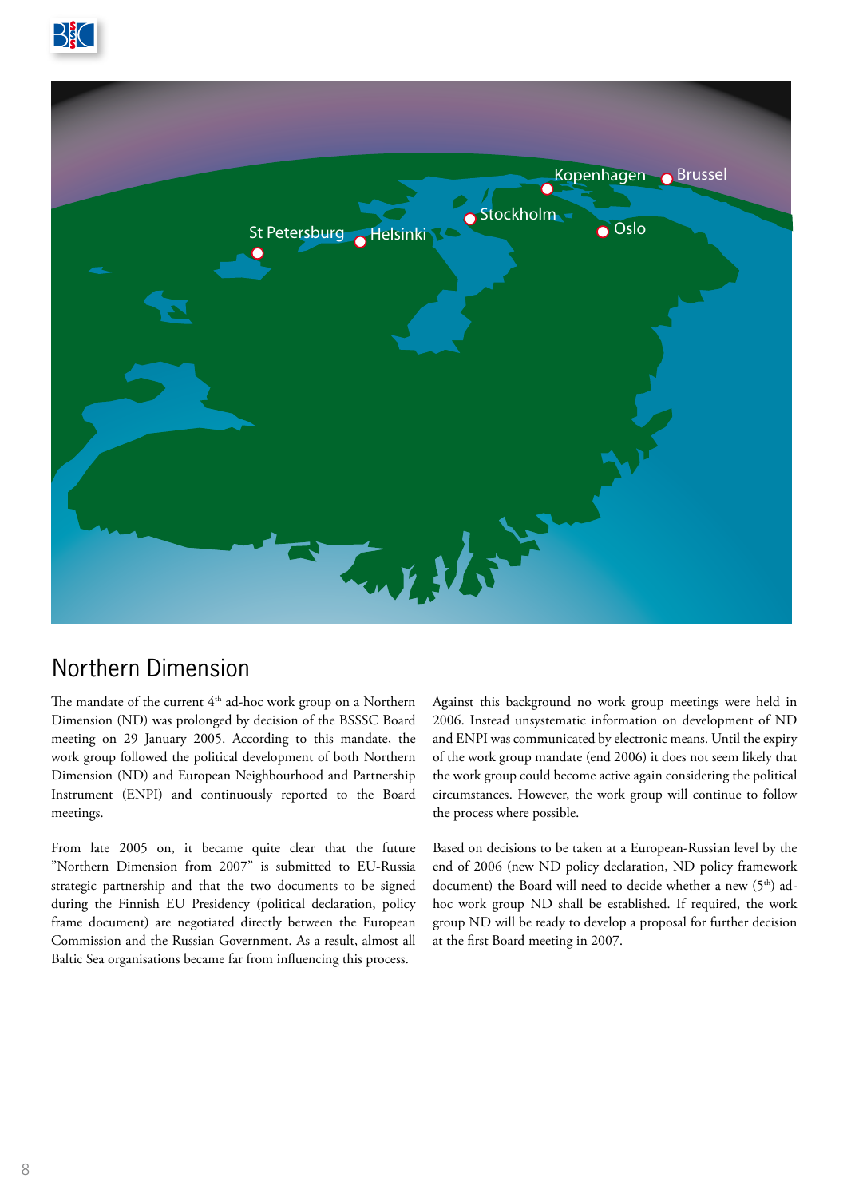## Northern Dimension

The mandate of the current 4th ad-hoc work group on a Northern Dimension (ND) was prolonged by decision of the BSSSC Board meeting on 29 January 2005. According to this mandate, the work group followed the political development of both Northern Dimension (ND) and European Neighbourhood and Partnership Instrument (ENPI) and continuously reported to the Board meetings.

From late 2005 on, it became quite clear that the future "Northern Dimension from 2007" is submitted to EU-Russia strategic partnership and that the two documents to be signed during the Finnish EU Presidency (political declaration, policy frame document) are negotiated directly between the European Commission and the Russian Government. As a result, almost all Baltic Sea organisations became far from influencing this process.

Against this background no work group meetings were held in 2006. Instead unsystematic information on development of ND and ENPI was communicated by electronic means. Until the expiry of the work group mandate (end 2006) it does not seem likely that the work group could become active again considering the political circumstances. However, the work group will continue to follow the process where possible.

Based on decisions to be taken at a European-Russian level by the end of 2006 (new ND policy declaration, ND policy framework document) the Board will need to decide whether a new (5th) ad-hoc work group ND shall be established. If required, the work group ND will be ready to develop a proposal for further decision at the first Board meeting in 2007.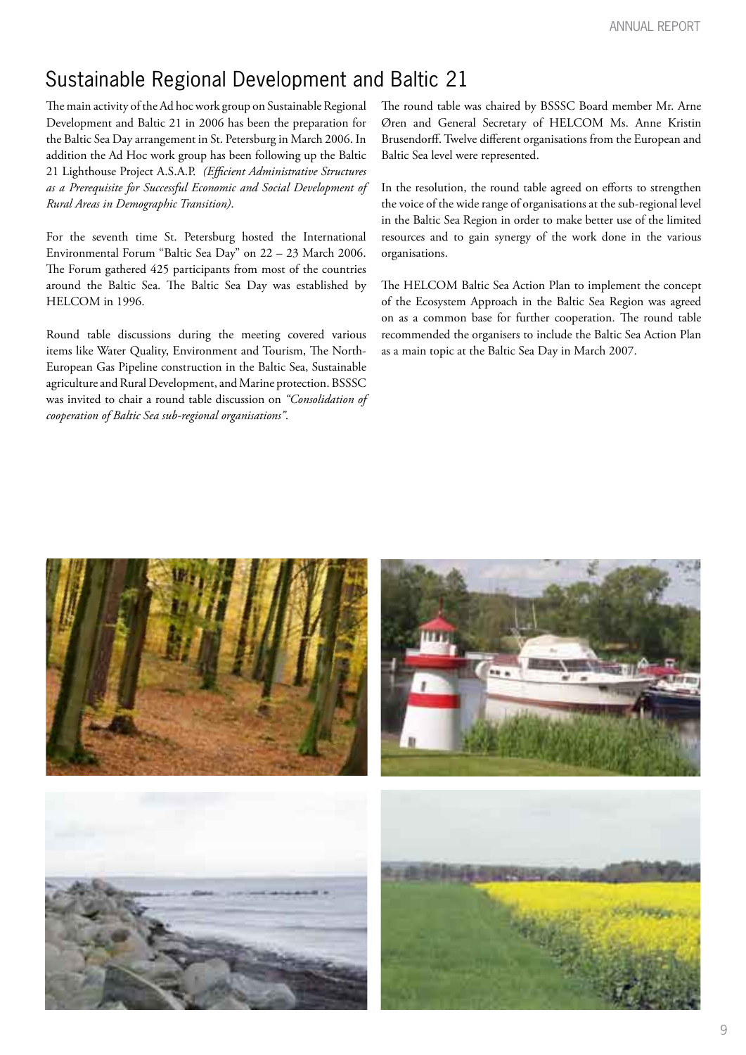# Sustainable Regional Development and Baltic 21

The main activity of the Ad hoc work group on Sustainable Regional Development and Baltic 21 in 2006 has been the preparation for the Baltic Sea Day arrangement in St. Petersburg in March 2006. In addition the Ad Hoc work group has been following up the Baltic 21 Lighthouse Project A.S.A.P. *(Efficient Administrative Structures as a Prerequisite for Successful Economic and Social Development of Rural Areas in Demographic Transition).*

For the seventh time St. Petersburg hosted the International Environmental Forum "Baltic Sea Day" on 22 – 23 March 2006. The Forum gathered 425 participants from most of the countries around the Baltic Sea. The Baltic Sea Day was established by HELCOM in 1996.

Round table discussions during the meeting covered various items like Water Quality, Environment and Tourism, The North-European Gas Pipeline construction in the Baltic Sea, Sustainable agriculture and Rural Development, and Marine protection. BSSSC was invited to chair a round table discussion on *"Consolidation of cooperation of Baltic Sea sub-regional organisations".*

The round table was chaired by BSSSC Board member Mr. Arne Øren and General Secretary of HELCOM Ms. Anne Kristin Brusendorff. Twelve different organisations from the European and Baltic Sea level were represented.

In the resolution, the round table agreed on efforts to strengthen the voice of the wide range of organisations at the sub-regional level in the Baltic Sea Region in order to make better use of the limited resources and to gain synergy of the work done in the various organisations.

The HELCOM Baltic Sea Action Plan to implement the concept of the Ecosystem Approach in the Baltic Sea Region was agreed on as a common base for further cooperation. The round table recommended the organisers to include the Baltic Sea Action Plan as a main topic at the Baltic Sea Day in March 2007.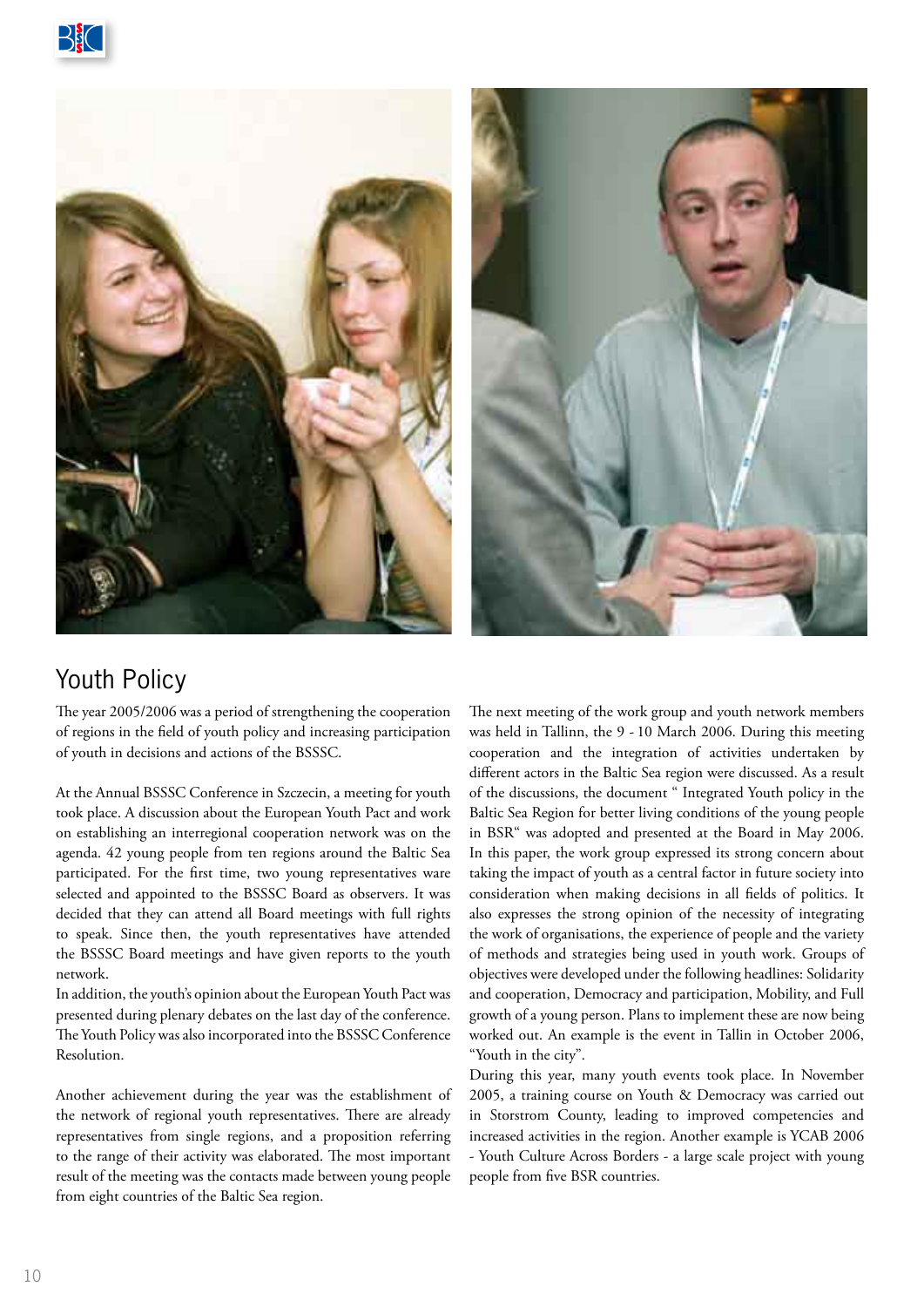## Youth Policy

The year 2005/2006 was a period of strengthening the cooperation of regions in the field of youth policy and increasing participation of youth in decisions and actions of the BSSSC.

At the Annual BSSSC Conference in Szczecin, a meeting for youth took place. A discussion about the European Youth Pact and work on establishing an interregional cooperation network was on the agenda. 42 young people from ten regions around the Baltic Sea participated. For the first time, two young representatives ware selected and appointed to the BSSSC Board as observers. It was decided that they can attend all Board meetings with full rights to speak. Since then, the youth representatives have attended the BSSSC Board meetings and have given reports to the youth network.

In addition, the youth's opinion about the European Youth Pact was presented during plenary debates on the last day of the conference. The Youth Policy was also incorporated into the BSSSC Conference Resolution.

Another achievement during the year was the establishment of the network of regional youth representatives. There are already representatives from single regions, and a proposition referring to the range of their activity was elaborated. The most important result of the meeting was the contacts made between young people from eight countries of the Baltic Sea region.

The next meeting of the work group and youth network members was held in Tallinn, the 9 - 10 March 2006. During this meeting cooperation and the integration of activities undertaken by different actors in the Baltic Sea region were discussed. As a result of the discussions, the document " Integrated Youth policy in the Baltic Sea Region for better living conditions of the young people in BSR" was adopted and presented at the Board in May 2006. In this paper, the work group expressed its strong concern about taking the impact of youth as a central factor in future society into consideration when making decisions in all fields of politics. It also expresses the strong opinion of the necessity of integrating the work of organisations, the experience of people and the variety of methods and strategies being used in youth work. Groups of objectives were developed under the following headlines: Solidarity and cooperation, Democracy and participation, Mobility, and Full growth of a young person. Plans to implement these are now being worked out. An example is the event in Tallin in October 2006, "Youth in the city".

During this year, many youth events took place. In November 2005, a training course on Youth & Democracy was carried out in Storstrom County, leading to improved competencies and increased activities in the region. Another example is YCAB 2006 - Youth Culture Across Borders - a large scale project with young people from five BSR countries.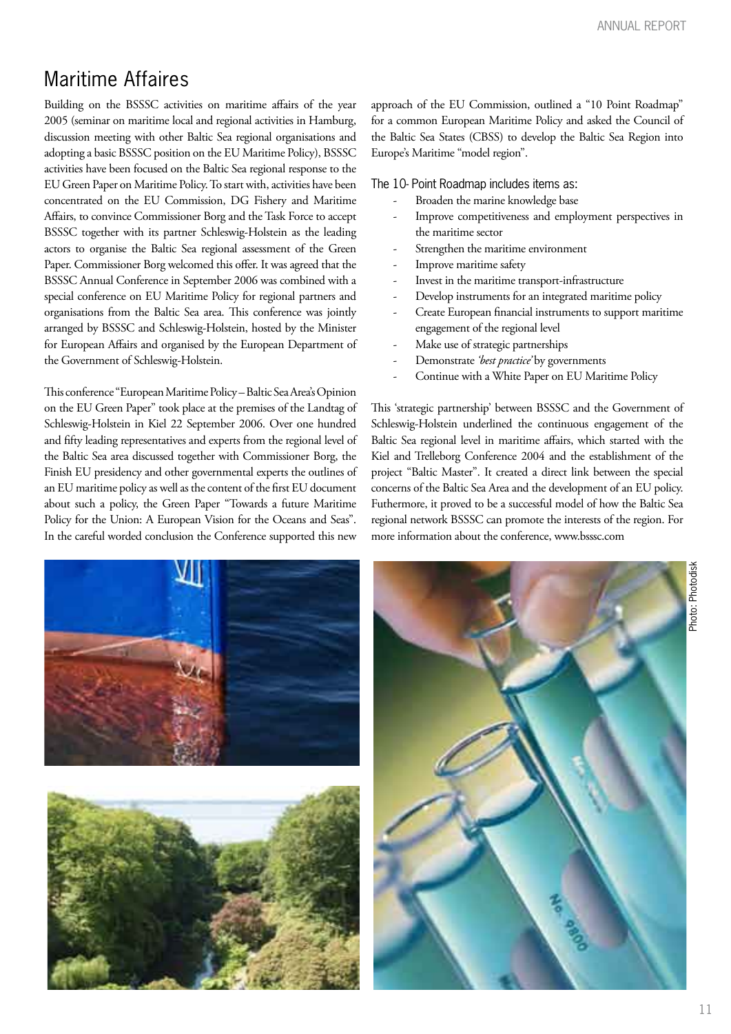# Maritime Affaires

Building on the BSSSC activities on maritime affairs of the year 2005 (seminar on maritime local and regional activities in Hamburg, discussion meeting with other Baltic Sea regional organisations and adopting a basic BSSSC position on the EU Maritime Policy), BSSSC activities have been focused on the Baltic Sea regional response to the EU Green Paper on Maritime Policy. To start with, activities have been concentrated on the EU Commission, DG Fishery and Maritime Affairs, to convince Commissioner Borg and the Task Force to accept BSSSC together with its partner Schleswig-Holstein as the leading actors to organise the Baltic Sea regional assessment of the Green Paper. Commissioner Borg welcomed this offer. It was agreed that the BSSSC Annual Conference in September 2006 was combined with a special conference on EU Maritime Policy for regional partners and organisations from the Baltic Sea area. This conference was jointly arranged by BSSSC and Schleswig-Holstein, hosted by the Minister for European Affairs and organised by the European Department of the Government of Schleswig-Holstein.

This conference "European Maritime Policy – Baltic Sea Area's Opinion on the EU Green Paper" took place at the premises of the Landtag of Schleswig-Holstein in Kiel 22 September 2006. Over one hundred and fifty leading representatives and experts from the regional level of the Baltic Sea area discussed together with Commissioner Borg, the Finish EU presidency and other governmental experts the outlines of an EU maritime policy as well as the content of the first EU document about such a policy, the Green Paper "Towards a future Maritime Policy for the Union: A European Vision for the Oceans and Seas". In the careful worded conclusion the Conference supported this new approach of the EU Commission, outlined a "10 Point Roadmap" for a common European Maritime Policy and asked the Council of the Baltic Sea States (CBSS) to develop the Baltic Sea Region into Europe's Maritime "model region".

The 10- Point Roadmap includes items as:

- Broaden the marine knowledge base
- Improve competitiveness and employment perspectives in the maritime sector
- Strengthen the maritime environment
- Improve maritime safety
- Invest in the maritime transport-infrastructure
- Develop instruments for an integrated maritime policy
- Create European financial instruments to support maritime engagement of the regional level
- Make use of strategic partnerships
- Demonstrate *'best practice'* by governments
- Continue with a White Paper on EU Maritime Policy

This 'strategic partnership' between BSSSC and the Government of Schleswig-Holstein underlined the continuous engagement of the Baltic Sea regional level in maritime affairs, which started with the Kiel and Trelleborg Conference 2004 and the establishment of the project "Baltic Master". It created a direct link between the special concerns of the Baltic Sea Area and the development of an EU policy. Futhermore, it proved to be a successful model of how the Baltic Sea regional network BSSSC can promote the interests of the region. For more information about the conference, www.bsssc.com

Photo: Photodisk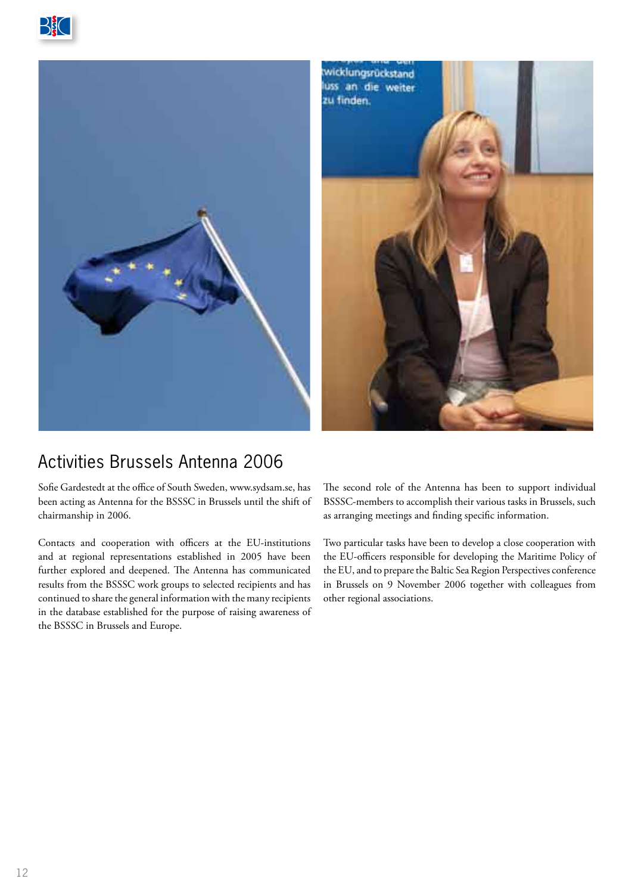## Activities Brussels Antenna 2006

Sofie Gardestedt at the office of South Sweden, www.sydsam.se, has been acting as Antenna for the BSSSC in Brussels until the shift of chairmanship in 2006.

Contacts and cooperation with officers at the EU-institutions and at regional representations established in 2005 have been further explored and deepened. The Antenna has communicated results from the BSSSC work groups to selected recipients and has continued to share the general information with the many recipients in the database established for the purpose of raising awareness of the BSSSC in Brussels and Europe.

The second role of the Antenna has been to support individual BSSSC-members to accomplish their various tasks in Brussels, such as arranging meetings and finding specific information.

Two particular tasks have been to develop a close cooperation with the EU-officers responsible for developing the Maritime Policy of the EU, and to prepare the Baltic Sea Region Perspectives conference in Brussels on 9 November 2006 together with colleagues from other regional associations.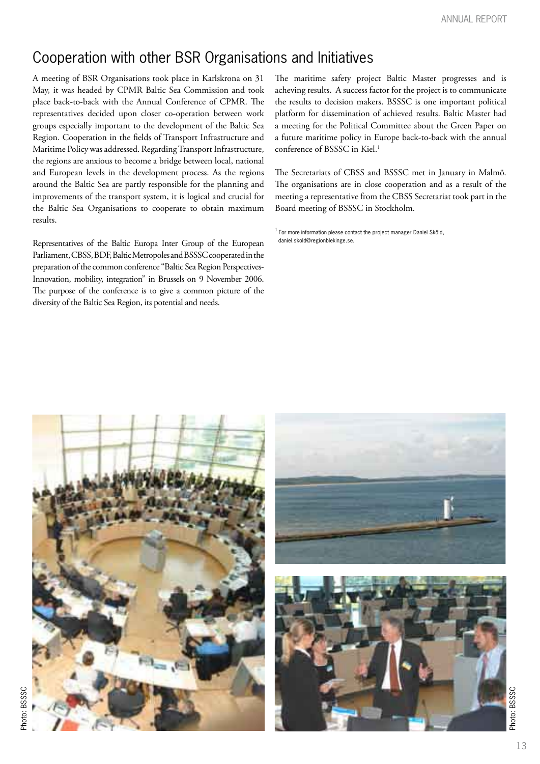## Cooperation with other BSR Organisations and Initiatives

A meeting of BSR Organisations took place in Karlskrona on 31 May, it was headed by CPMR Baltic Sea Commission and took place back-to-back with the Annual Conference of CPMR. The representatives decided upon closer co-operation between work groups especially important to the development of the Baltic Sea Region. Cooperation in the fields of Transport Infrastructure and Maritime Policy was addressed. Regarding Transport Infrastructure, the regions are anxious to become a bridge between local, national and European levels in the development process. As the regions around the Baltic Sea are partly responsible for the planning and improvements of the transport system, it is logical and crucial for the Baltic Sea Organisations to cooperate to obtain maximum results.

Representatives of the Baltic Europa Inter Group of the European Parliament, CBSS, BDF, Baltic Metropoles and BSSSC cooperated in the preparation of the common conference "Baltic Sea Region Perspectives-Innovation, mobility, integration" in Brussels on 9 November 2006. The purpose of the conference is to give a common picture of the diversity of the Baltic Sea Region, its potential and needs.

The maritime safety project Baltic Master progresses and is acheving results. A success factor for the project is to communicate the results to decision makers. BSSSC is one important political platform for dissemination of achieved results. Baltic Master had a meeting for the Political Committee about the Green Paper on a future maritime policy in Europe back-to-back with the annual conference of BSSSC in Kiel.[1]

The Secretariats of CBSS and BSSSC met in January in Malmö. The organisations are in close cooperation and as a result of the meeting a representative from the CBSS Secretariat took part in the Board meeting of BSSSC in Stockholm.

[1] For more information please contact the project manager Daniel Sköld, daniel.skold@regionblekinge.se.

Photo: BSSSC

Photo: BSSSC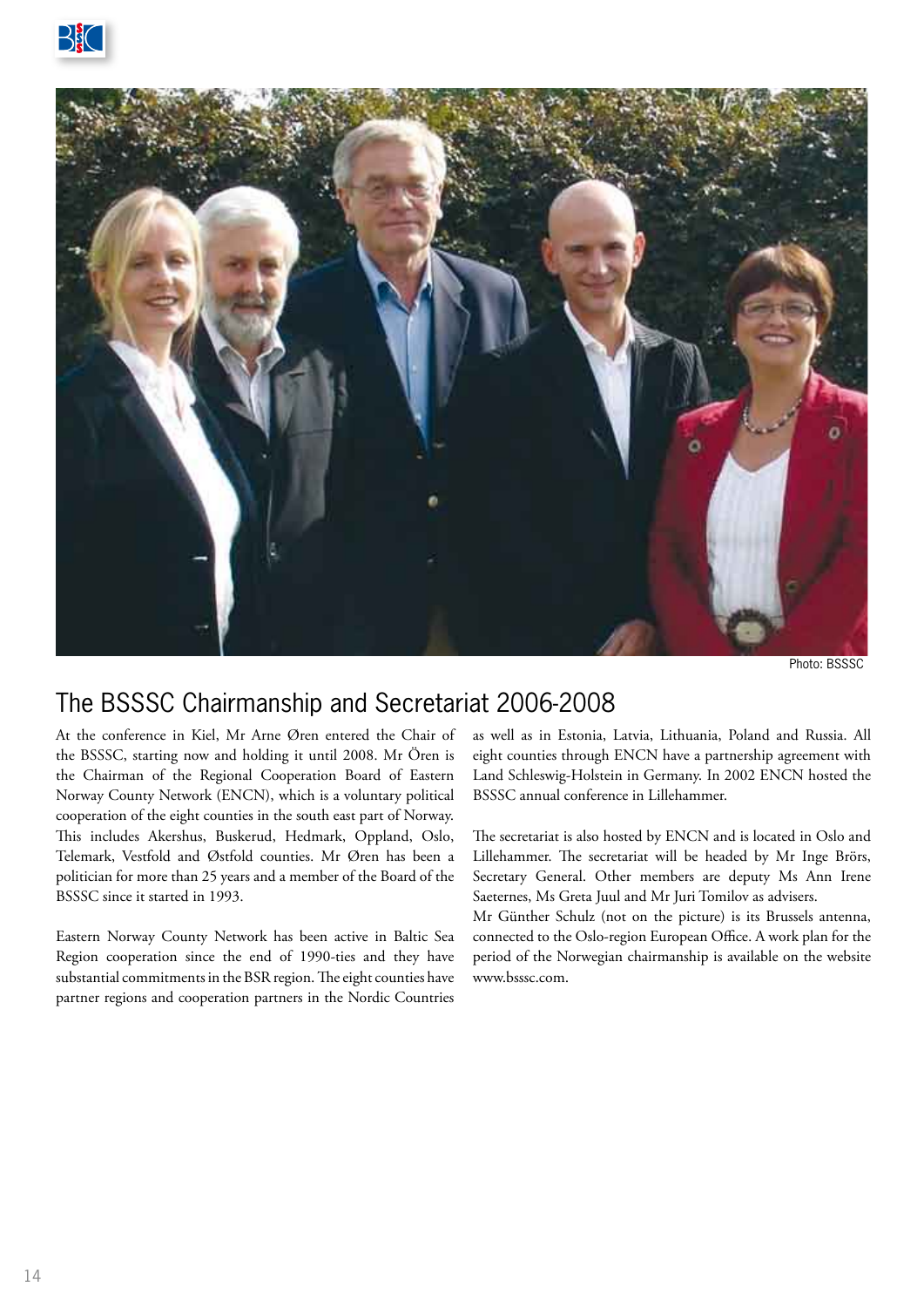Photo: BSSSC

## The BSSSC Chairmanship and Secretariat 2006-2008

At the conference in Kiel, Mr Arne Øren entered the Chair of the BSSSC, starting now and holding it until 2008. Mr Ören is the Chairman of the Regional Cooperation Board of Eastern Norway County Network (ENCN), which is a voluntary political cooperation of the eight counties in the south east part of Norway. This includes Akershus, Buskerud, Hedmark, Oppland, Oslo, Telemark, Vestfold and Østfold counties. Mr Øren has been a politician for more than 25 years and a member of the Board of the BSSSC since it started in 1993.

Eastern Norway County Network has been active in Baltic Sea Region cooperation since the end of 1990-ties and they have substantial commitments in the BSR region. The eight counties have partner regions and cooperation partners in the Nordic Countries as well as in Estonia, Latvia, Lithuania, Poland and Russia. All eight counties through ENCN have a partnership agreement with Land Schleswig-Holstein in Germany. In 2002 ENCN hosted the BSSSC annual conference in Lillehammer.

The secretariat is also hosted by ENCN and is located in Oslo and Lillehammer. The secretariat will be headed by Mr Inge Brörs, Secretary General. Other members are deputy Ms Ann Irene Saeternes, Ms Greta Juul and Mr Juri Tomilov as advisers.

Mr Günther Schulz (not on the picture) is its Brussels antenna, connected to the Oslo-region European Office. A work plan for the period of the Norwegian chairmanship is available on the website www.bsssc.com.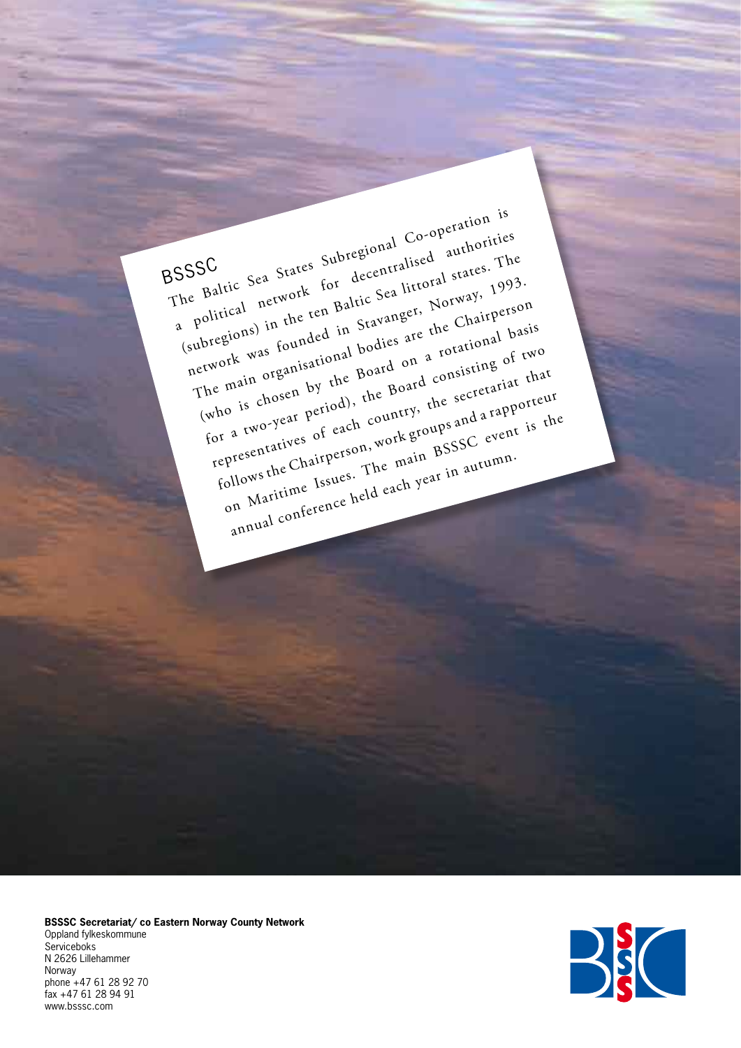## BSSSC

The Baltic Sea States Subregional Co-operation is a political network for decentralised authorities (subregions) in the ten Baltic Sea littoral states. The network was founded in Stavanger, Norway, 1993. The main organisational bodies are the Chairperson (who is chosen by the Board on a rotational basis for a two-year period), the Board consisting of two representatives of each country, the secretariat that follows the Chairperson, work groups and a rapporteur on Maritime Issues. The main BSSSC event is the annual conference held each year in autumn.

**BSSSC Secretariat/ co Eastern Norway County Network**
Oppland fylkeskommune
Serviceboks
N 2626 Lillehammer
Norway
phone +47 61 28 92 70
fax +47 61 28 94 91
www.bsssc.com